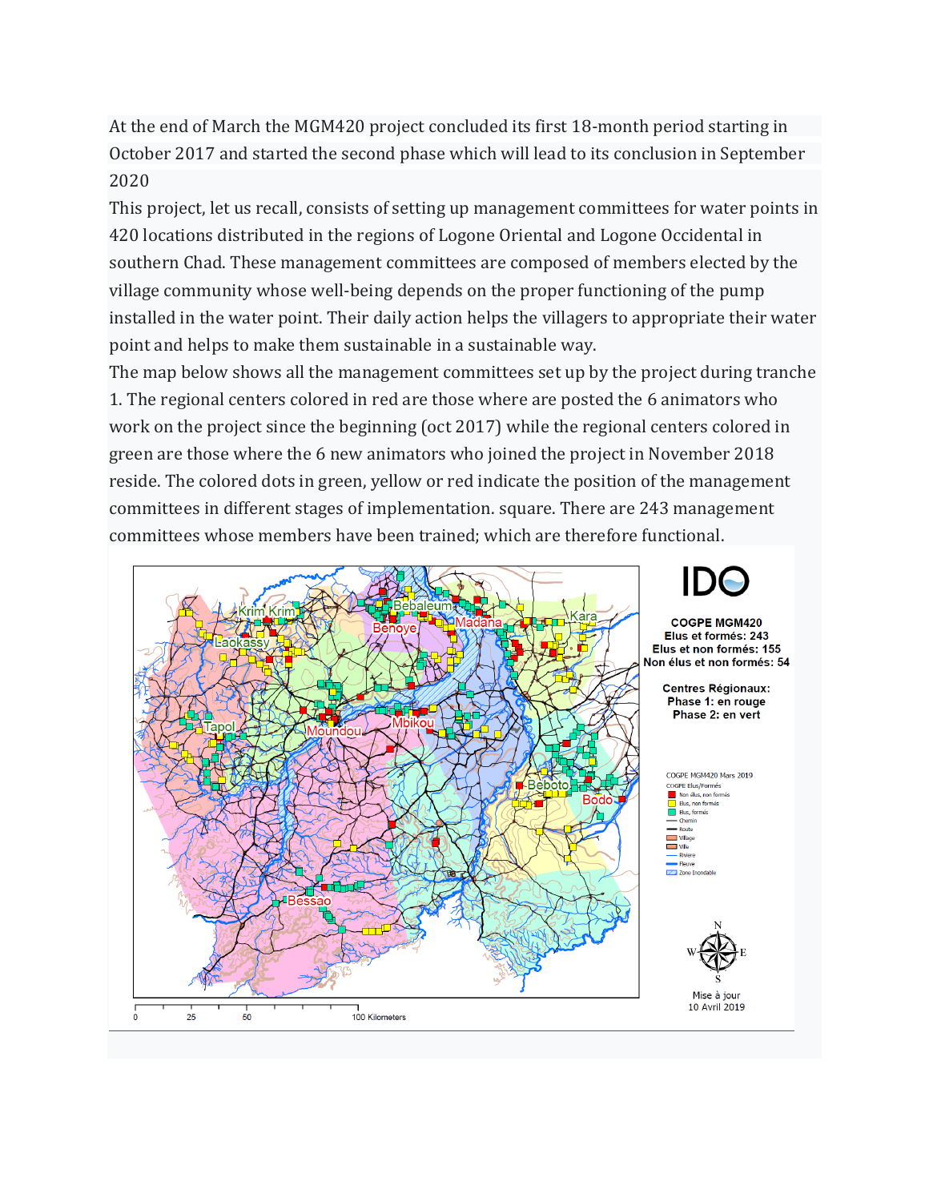At the end of March the MGM420 project concluded its first 18-month period starting in October 2017 and started the second phase which will lead to its conclusion in September 2020

This project, let us recall, consists of setting up management committees for water points in 420 locations distributed in the regions of Logone Oriental and Logone Occidental in southern Chad. These management committees are composed of members elected by the village community whose well-being depends on the proper functioning of the pump installed in the water point. Their daily action helps the villagers to appropriate their water point and helps to make them sustainable in a sustainable way.

The map below shows all the management committees set up by the project during tranche 1. The regional centers colored in red are those where are posted the 6 animators who work on the project since the beginning (oct 2017) while the regional centers colored in green are those where the 6 new animators who joined the project in November 2018 reside. The colored dots in green, yellow or red indicate the position of the management committees in different stages of implementation. square. There are 243 management committees whose members have been trained; which are therefore functional.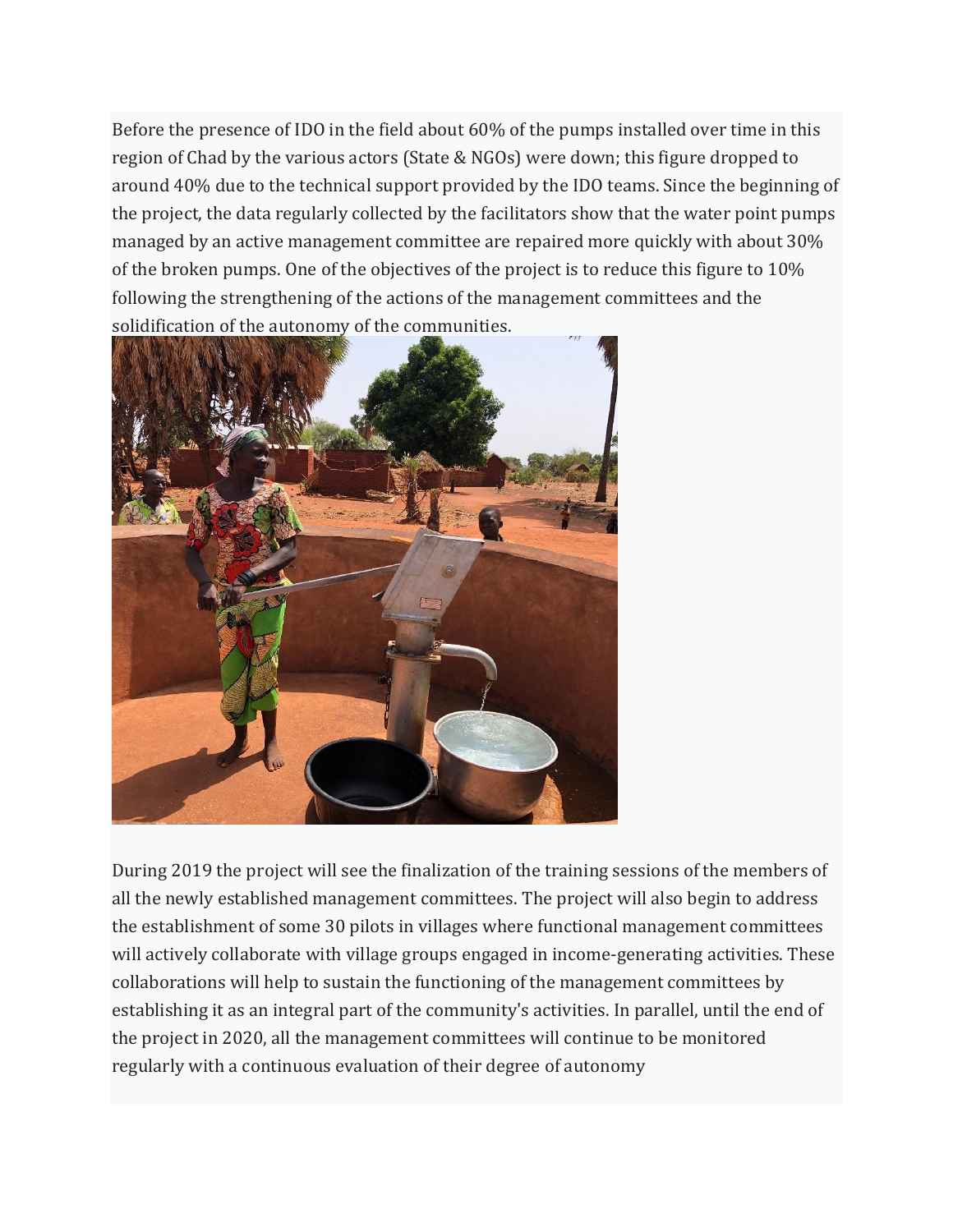Before the presence of IDO in the field about 60% of the pumps installed over time in this region of Chad by the various actors (State & NGOs) were down; this figure dropped to around 40% due to the technical support provided by the IDO teams. Since the beginning of the project, the data regularly collected by the facilitators show that the water point pumps managed by an active management committee are repaired more quickly with about 30% of the broken pumps. One of the objectives of the project is to reduce this figure to 10% following the strengthening of the actions of the management committees and the solidification of the autonomy of the communities.

During 2019 the project will see the finalization of the training sessions of the members of all the newly established management committees. The project will also begin to address the establishment of some 30 pilots in villages where functional management committees will actively collaborate with village groups engaged in income-generating activities. These collaborations will help to sustain the functioning of the management committees by establishing it as an integral part of the community's activities. In parallel, until the end of the project in 2020, all the management committees will continue to be monitored regularly with a continuous evaluation of their degree of autonomy